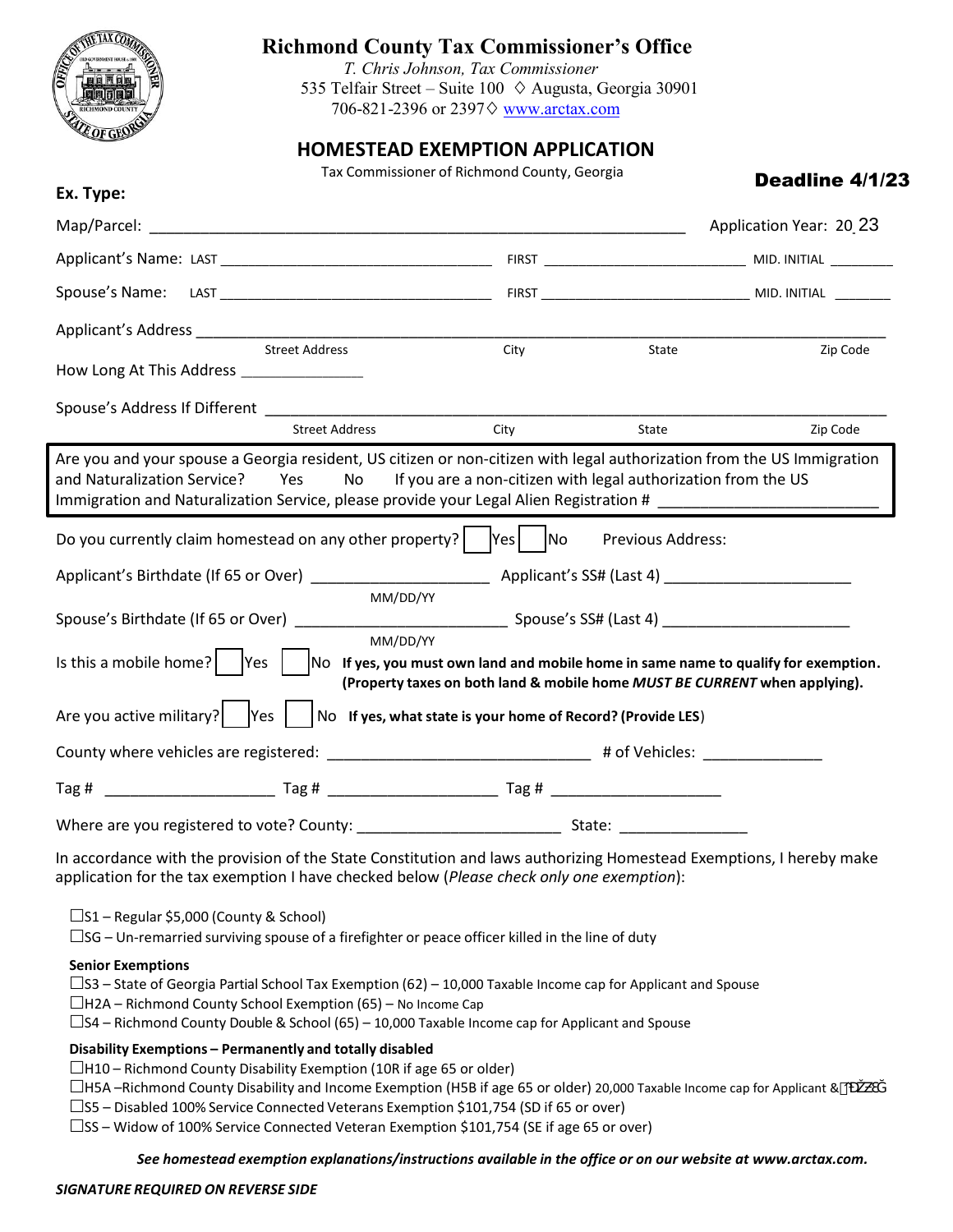# Richmond County Tax Commissioner's Office

*T. Chris Johnson, Tax Commissioner*
535 Telfair Street – Suite 100 ◊ Augusta, Georgia 30901
706-821-2396 or 2397◊ www.arctax.com

## HOMESTEAD EXEMPTION APPLICATION

Tax Commissioner of Richmond County, Georgia

**Deadline 4/1/23**

**Ex. Type:**

Map/Parcel: ______________________________________________ Application Year: 20 23

Applicant's Name: LAST ______________________ FIRST __________________ MID. INITIAL ________

Spouse's Name: LAST ______________________ FIRST __________________ MID. INITIAL ________

Applicant's Address ____________________________________________________________
Street Address City State Zip Code

How Long At This Address ______________

Spouse's Address If Different ____________________________________________________
Street Address City State Zip Code

Are you and your spouse a Georgia resident, US citizen or non-citizen with legal authorization from the US Immigration and Naturalization Service? Yes No If you are a non-citizen with legal authorization from the US Immigration and Naturalization Service, please provide your Legal Alien Registration # ______________________

Do you currently claim homestead on any other property? ☐ Yes ☐ No Previous Address:

Applicant's Birthdate (If 65 or Over) ____________________ Applicant's SS# (Last 4) ____________________
MM/DD/YY

Spouse's Birthdate (If 65 or Over) ____________________ Spouse's SS# (Last 4) ____________________
MM/DD/YY

Is this a mobile home? ☐ Yes ☐ No **If yes, you must own land and mobile home in same name to qualify for exemption. (Property taxes on both land & mobile home *MUST BE CURRENT* when applying).**

Are you active military? ☐ Yes ☐ No **If yes, what state is your home of Record? (Provide LES)**

County where vehicles are registered: ____________________________ # of Vehicles: ____________

Tag # ____________________ Tag # ____________________ Tag # ____________________

Where are you registered to vote? County: ______________________ State: ______________

In accordance with the provision of the State Constitution and laws authorizing Homestead Exemptions, I hereby make application for the tax exemption I have checked below (*Please check only one exemption*):

- ☐S1 – Regular $5,000 (County & School)
- ☐SG – Un-remarried surviving spouse of a firefighter or peace officer killed in the line of duty

**Senior Exemptions**

- ☐S3 – State of Georgia Partial School Tax Exemption (62) – 10,000 Taxable Income cap for Applicant and Spouse
- ☐H2A – Richmond County School Exemption (65) – No Income Cap
- ☐S4 – Richmond County Double & School (65) – 10,000 Taxable Income cap for Applicant and Spouse

**Disability Exemptions – Permanently and totally disabled**

- ☐H10 – Richmond County Disability Exemption (10R if age 65 or older)
- ☐H5A –Richmond County Disability and Income Exemption (H5B if age 65 or older) 20,000 Taxable Income cap for Applicant & Spouse
- ☐S5 – Disabled 100% Service Connected Veterans Exemption $101,754 (SD if 65 or over)
- ☐SS – Widow of 100% Service Connected Veteran Exemption $101,754 (SE if age 65 or over)

***See homestead exemption explanations/instructions available in the office or on our website at www.arctax.com.***

***SIGNATURE REQUIRED ON REVERSE SIDE***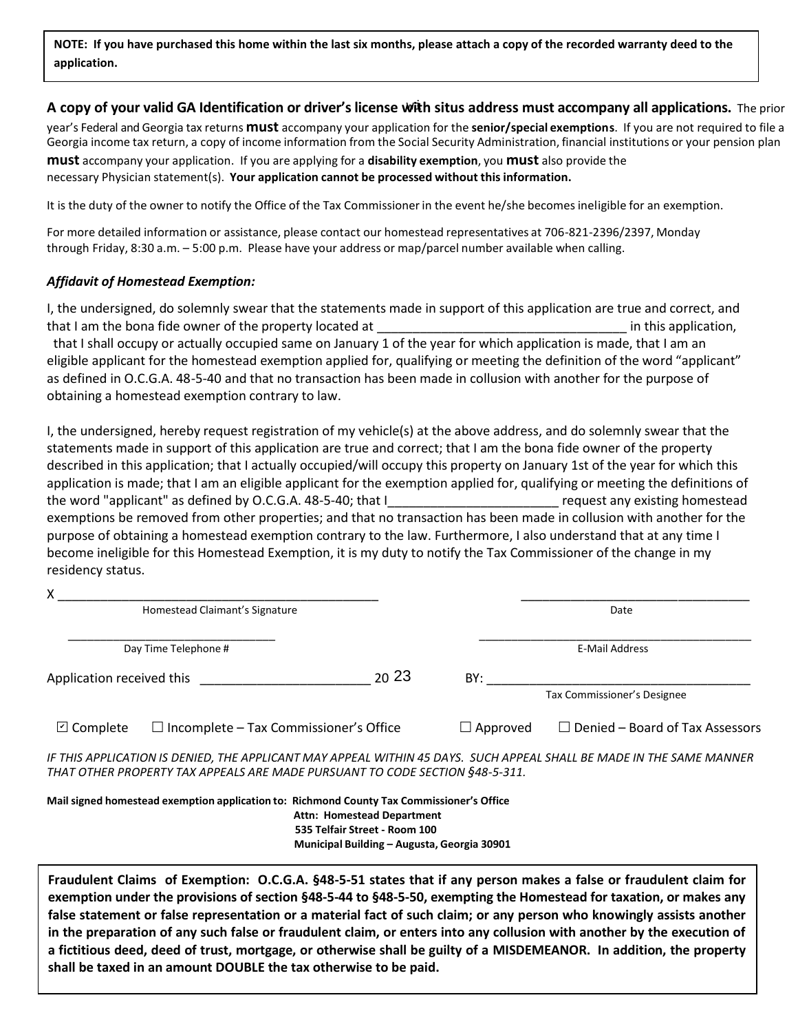**NOTE: If you have purchased this home within the last six months, please attach a copy of the recorded warranty deed to the application.**

**A copy of your valid GA Identification or driver's license with situs address must accompany all applications.** The prior year's Federal and Georgia tax returns **must** accompany your application for the **senior/special exemptions**. If you are not required to file a Georgia income tax return, a copy of income information from the Social Security Administration, financial institutions or your pension plan **must** accompany your application. If you are applying for a **disability exemption**, you **must** also provide the necessary Physician statement(s). **Your application cannot be processed without this information.**

It is the duty of the owner to notify the Office of the Tax Commissioner in the event he/she becomes ineligible for an exemption.

For more detailed information or assistance, please contact our homestead representatives at 706-821-2396/2397, Monday through Friday, 8:30 a.m. – 5:00 p.m. Please have your address or map/parcel number available when calling.

***Affidavit of Homestead Exemption:***

I, the undersigned, do solemnly swear that the statements made in support of this application are true and correct, and that I am the bona fide owner of the property located at ___________________________________ in this application, that I shall occupy or actually occupied same on January 1 of the year for which application is made, that I am an eligible applicant for the homestead exemption applied for, qualifying or meeting the definition of the word "applicant" as defined in O.C.G.A. 48-5-40 and that no transaction has been made in collusion with another for the purpose of obtaining a homestead exemption contrary to law.

I, the undersigned, hereby request registration of my vehicle(s) at the above address, and do solemnly swear that the statements made in support of this application are true and correct; that I am the bona fide owner of the property described in this application; that I actually occupied/will occupy this property on January 1st of the year for which this application is made; that I am an eligible applicant for the exemption applied for, qualifying or meeting the definitions of the word "applicant" as defined by O.C.G.A. 48-5-40; that I________________________ request any existing homestead exemptions be removed from other properties; and that no transaction has been made in collusion with another for the purpose of obtaining a homestead exemption contrary to the law. Furthermore, I also understand that at any time I become ineligible for this Homestead Exemption, it is my duty to notify the Tax Commissioner of the change in my residency status.

X ________________________________________________ ____________________________________
Homestead Claimant's Signature Date

________________________________ ____________________________________
Day Time Telephone # E-Mail Address

Application received this ________________________ 20 23 BY: ____________________________________
Tax Commissioner's Designee

☑ Complete ☐ Incomplete – Tax Commissioner's Office ☐ Approved ☐ Denied – Board of Tax Assessors

*IF THIS APPLICATION IS DENIED, THE APPLICANT MAY APPEAL WITHIN 45 DAYS. SUCH APPEAL SHALL BE MADE IN THE SAME MANNER THAT OTHER PROPERTY TAX APPEALS ARE MADE PURSUANT TO CODE SECTION §48-5-311.*

**Mail signed homestead exemption application to: Richmond County Tax Commissioner's Office**
**Attn: Homestead Department**
**535 Telfair Street - Room 100**
**Municipal Building – Augusta, Georgia 30901**

**Fraudulent Claims of Exemption: O.C.G.A. §48-5-51 states that if any person makes a false or fraudulent claim for exemption under the provisions of section §48-5-44 to §48-5-50, exempting the Homestead for taxation, or makes any false statement or false representation or a material fact of such claim; or any person who knowingly assists another in the preparation of any such false or fraudulent claim, or enters into any collusion with another by the execution of a fictitious deed, deed of trust, mortgage, or otherwise shall be guilty of a MISDEMEANOR. In addition, the property shall be taxed in an amount DOUBLE the tax otherwise to be paid.**